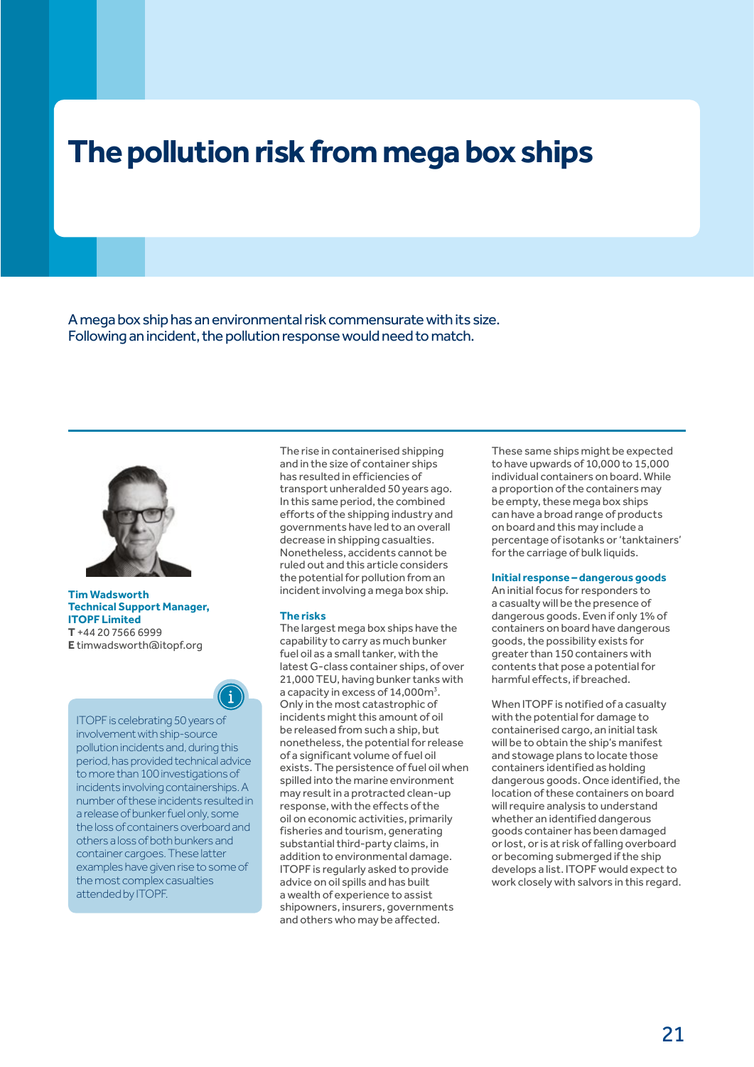# The pollution risk from mega box ships

A mega box ship has an environmental risk commensurate with its size. Following an incident, the pollution response would need to match.

**Tim Wadsworth**
**Technical Support Manager, ITOPF Limited**
**T** +44 20 7566 6999
**E** timwadsworth@itopf.org

ITOPF is celebrating 50 years of involvement with ship-source pollution incidents and, during this period, has provided technical advice to more than 100 investigations of incidents involving containerships. A number of these incidents resulted in a release of bunker fuel only, some the loss of containers overboard and others a loss of both bunkers and container cargoes. These latter examples have given rise to some of the most complex casualties attended by ITOPF.

The rise in containerised shipping and in the size of container ships has resulted in efficiencies of transport unheralded 50 years ago. In this same period, the combined efforts of the shipping industry and governments have led to an overall decrease in shipping casualties. Nonetheless, accidents cannot be ruled out and this article considers the potential for pollution from an incident involving a mega box ship.

### The risks

The largest mega box ships have the capability to carry as much bunker fuel oil as a small tanker, with the latest G-class container ships, of over 21,000 TEU, having bunker tanks with a capacity in excess of 14,000m$^3$. Only in the most catastrophic of incidents might this amount of oil be released from such a ship, but nonetheless, the potential for release of a significant volume of fuel oil exists. The persistence of fuel oil when spilled into the marine environment may result in a protracted clean-up response, with the effects of the oil on economic activities, primarily fisheries and tourism, generating substantial third-party claims, in addition to environmental damage. ITOPF is regularly asked to provide advice on oil spills and has built a wealth of experience to assist shipowners, insurers, governments and others who may be affected.

These same ships might be expected to have upwards of 10,000 to 15,000 individual containers on board. While a proportion of the containers may be empty, these mega box ships can have a broad range of products on board and this may include a percentage of isotanks or 'tanktainers' for the carriage of bulk liquids.

### Initial response – dangerous goods

An initial focus for responders to a casualty will be the presence of dangerous goods. Even if only 1% of containers on board have dangerous goods, the possibility exists for greater than 150 containers with contents that pose a potential for harmful effects, if breached.

When ITOPF is notified of a casualty with the potential for damage to containerised cargo, an initial task will be to obtain the ship's manifest and stowage plans to locate those containers identified as holding dangerous goods. Once identified, the location of these containers on board will require analysis to understand whether an identified dangerous goods container has been damaged or lost, or is at risk of falling overboard or becoming submerged if the ship develops a list. ITOPF would expect to work closely with salvors in this regard.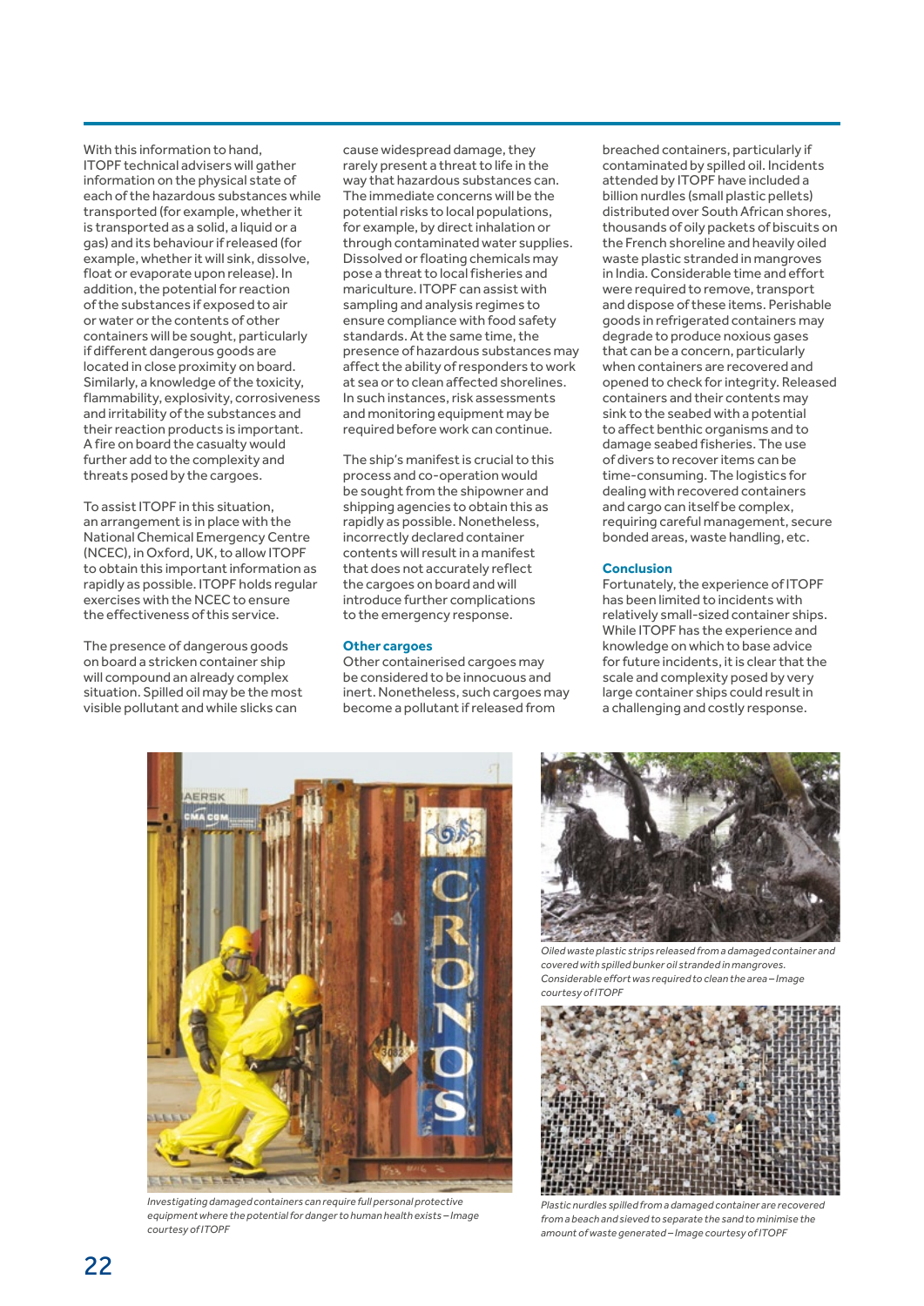With this information to hand, ITOPF technical advisers will gather information on the physical state of each of the hazardous substances while transported (for example, whether it is transported as a solid, a liquid or a gas) and its behaviour if released (for example, whether it will sink, dissolve, float or evaporate upon release). In addition, the potential for reaction of the substances if exposed to air or water or the contents of other containers will be sought, particularly if different dangerous goods are located in close proximity on board. Similarly, a knowledge of the toxicity, flammability, explosivity, corrosiveness and irritability of the substances and their reaction products is important. A fire on board the casualty would further add to the complexity and threats posed by the cargoes.

To assist ITOPF in this situation, an arrangement is in place with the National Chemical Emergency Centre (NCEC), in Oxford, UK, to allow ITOPF to obtain this important information as rapidly as possible. ITOPF holds regular exercises with the NCEC to ensure the effectiveness of this service.

The presence of dangerous goods on board a stricken container ship will compound an already complex situation. Spilled oil may be the most visible pollutant and while slicks can cause widespread damage, they rarely present a threat to life in the way that hazardous substances can. The immediate concerns will be the potential risks to local populations, for example, by direct inhalation or through contaminated water supplies. Dissolved or floating chemicals may pose a threat to local fisheries and mariculture. ITOPF can assist with sampling and analysis regimes to ensure compliance with food safety standards. At the same time, the presence of hazardous substances may affect the ability of responders to work at sea or to clean affected shorelines. In such instances, risk assessments and monitoring equipment may be required before work can continue.

The ship's manifest is crucial to this process and co-operation would be sought from the shipowner and shipping agencies to obtain this as rapidly as possible. Nonetheless, incorrectly declared container contents will result in a manifest that does not accurately reflect the cargoes on board and will introduce further complications to the emergency response.

### Other cargoes

Other containerised cargoes may be considered to be innocuous and inert. Nonetheless, such cargoes may become a pollutant if released from breached containers, particularly if contaminated by spilled oil. Incidents attended by ITOPF have included a billion nurdles (small plastic pellets) distributed over South African shores, thousands of oily packets of biscuits on the French shoreline and heavily oiled waste plastic stranded in mangroves in India. Considerable time and effort were required to remove, transport and dispose of these items. Perishable goods in refrigerated containers may degrade to produce noxious gases that can be a concern, particularly when containers are recovered and opened to check for integrity. Released containers and their contents may sink to the seabed with a potential to affect benthic organisms and to damage seabed fisheries. The use of divers to recover items can be time-consuming. The logistics for dealing with recovered containers and cargo can itself be complex, requiring careful management, secure bonded areas, waste handling, etc.

### Conclusion

Fortunately, the experience of ITOPF has been limited to incidents with relatively small-sized container ships. While ITOPF has the experience and knowledge on which to base advice for future incidents, it is clear that the scale and complexity posed by very large container ships could result in a challenging and costly response.

*Investigating damaged containers can require full personal protective equipment where the potential for danger to human health exists – Image courtesy of ITOPF*

*Oiled waste plastic strips released from a damaged container and covered with spilled bunker oil stranded in mangroves. Considerable effort was required to clean the area – Image courtesy of ITOPF*

*Plastic nurdles spilled from a damaged container are recovered from a beach and sieved to separate the sand to minimise the amount of waste generated – Image courtesy of ITOPF*